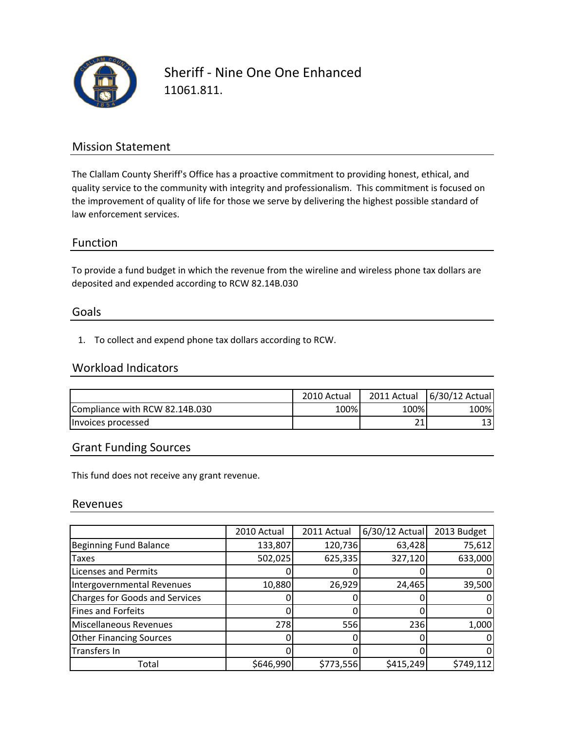# Sheriff - Nine One One Enhanced

11061.811.

## Mission Statement

The Clallam County Sheriff's Office has a proactive commitment to providing honest, ethical, and quality service to the community with integrity and professionalism. This commitment is focused on the improvement of quality of life for those we serve by delivering the highest possible standard of law enforcement services.

## Function

To provide a fund budget in which the revenue from the wireline and wireless phone tax dollars are deposited and expended according to RCW 82.14B.030

## Goals

1. To collect and expend phone tax dollars according to RCW.

## Workload Indicators

| | 2010 Actual | 2011 Actual | 6/30/12 Actual |
|---|---|---|---|
| Compliance with RCW 82.14B.030 | 100% | 100% | 100% |
| Invoices processed | | 21 | 13 |

## Grant Funding Sources

This fund does not receive any grant revenue.

## Revenues

| | 2010 Actual | 2011 Actual | 6/30/12 Actual | 2013 Budget |
|---|---|---|---|---|
| Beginning Fund Balance | 133,807 | 120,736 | 63,428 | 75,612 |
| Taxes | 502,025 | 625,335 | 327,120 | 633,000 |
| Licenses and Permits | 0 | 0 | 0 | 0 |
| Intergovernmental Revenues | 10,880 | 26,929 | 24,465 | 39,500 |
| Charges for Goods and Services | 0 | 0 | 0 | 0 |
| Fines and Forfeits | 0 | 0 | 0 | 0 |
| Miscellaneous Revenues | 278 | 556 | 236 | 1,000 |
| Other Financing Sources | 0 | 0 | 0 | 0 |
| Transfers In | 0 | 0 | 0 | 0 |
| Total | $646,990 | $773,556 | $415,249 | $749,112 |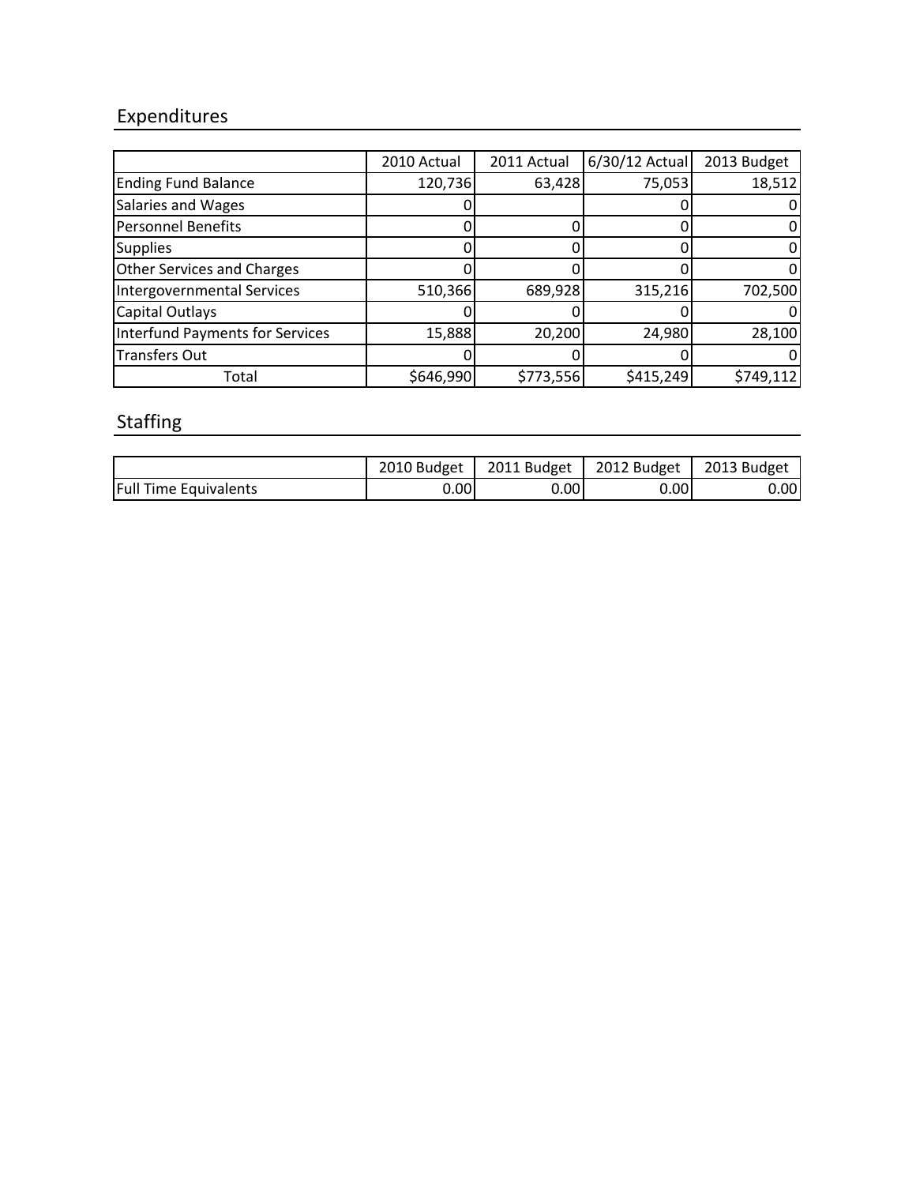## Expenditures

| | 2010 Actual | 2011 Actual | 6/30/12 Actual | 2013 Budget |
|---|---|---|---|---|
| Ending Fund Balance | 120,736 | 63,428 | 75,053 | 18,512 |
| Salaries and Wages | 0 | | 0 | 0 |
| Personnel Benefits | 0 | 0 | 0 | 0 |
| Supplies | 0 | 0 | 0 | 0 |
| Other Services and Charges | 0 | 0 | 0 | 0 |
| Intergovernmental Services | 510,366 | 689,928 | 315,216 | 702,500 |
| Capital Outlays | 0 | 0 | 0 | 0 |
| Interfund Payments for Services | 15,888 | 20,200 | 24,980 | 28,100 |
| Transfers Out | 0 | 0 | 0 | 0 |
| Total | $646,990 | $773,556 | $415,249 | $749,112 |

## Staffing

| | 2010 Budget | 2011 Budget | 2012 Budget | 2013 Budget |
|---|---|---|---|---|
| Full Time Equivalents | 0.00 | 0.00 | 0.00 | 0.00 |